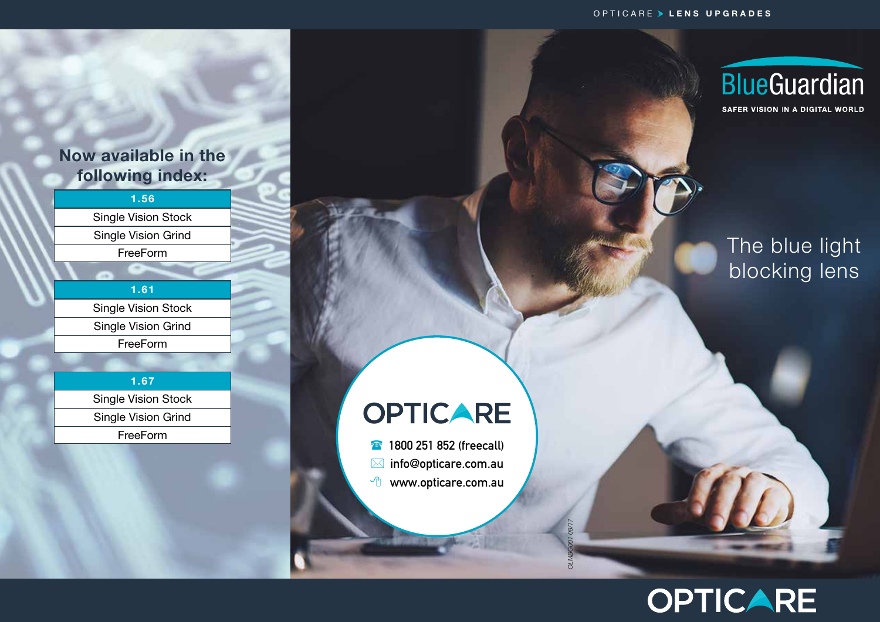OPTICARE > LENS UPGRADES

# BlueGuardian

SAFER VISION IN A DIGITAL WORLD

## The blue light blocking lens

### Now available in the following index:

| 1.56 |
| --- |
| Single Vision Stock |
| Single Vision Grind |
| FreeForm |

| 1.61 |
| --- |
| Single Vision Stock |
| Single Vision Grind |
| FreeForm |

| 1.67 |
| --- |
| Single Vision Stock |
| Single Vision Grind |
| FreeForm |

**OPTICARE**

1800 251 852 (freecall)

info@opticare.com.au

www.opticare.com.au

OLMBG001 08/17

**OPTICARE**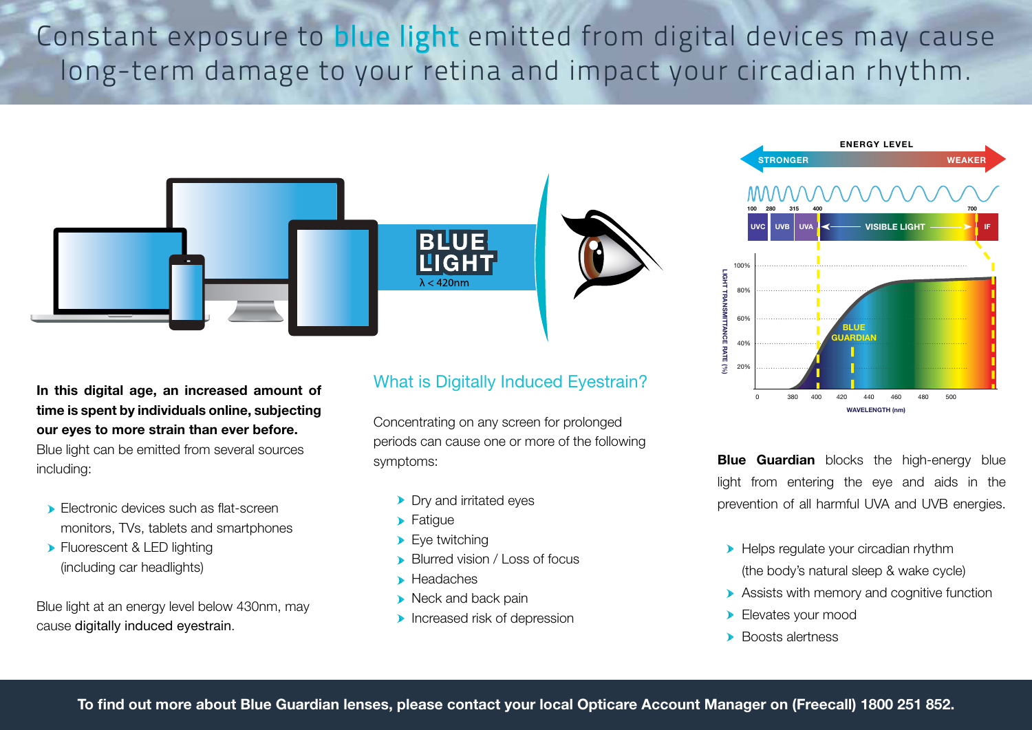# Constant exposure to blue light emitted from digital devices may cause long-term damage to your retina and impact your circadian rhythm.

BLUE LIGHT
λ < 420nm

ENERGY LEVEL
STRONGER
WEAKER
100 280 315 400 700
UVC UVB UVA VISIBLE LIGHT IF
LIGHT TRANSMITTANCE RATE (%)
100%
80%
60%
40%
20%
0 380 400 420 440 460 480 500
WAVELENGTH (nm)
BLUE GUARDIAN

**In this digital age, an increased amount of time is spent by individuals online, subjecting our eyes to more strain than ever before.** Blue light can be emitted from several sources including:

- Electronic devices such as flat-screen monitors, TVs, tablets and smartphones
- Fluorescent & LED lighting (including car headlights)

Blue light at an energy level below 430nm, may cause digitally induced eyestrain.

## What is Digitally Induced Eyestrain?

Concentrating on any screen for prolonged periods can cause one or more of the following symptoms:

- Dry and irritated eyes
- Fatigue
- Eye twitching
- Blurred vision / Loss of focus
- Headaches
- Neck and back pain
- Increased risk of depression

**Blue Guardian** blocks the high-energy blue light from entering the eye and aids in the prevention of all harmful UVA and UVB energies.

- Helps regulate your circadian rhythm (the body's natural sleep & wake cycle)
- Assists with memory and cognitive function
- Elevates your mood
- Boosts alertness

**To find out more about Blue Guardian lenses, please contact your local Opticare Account Manager on (Freecall) 1800 251 852.**